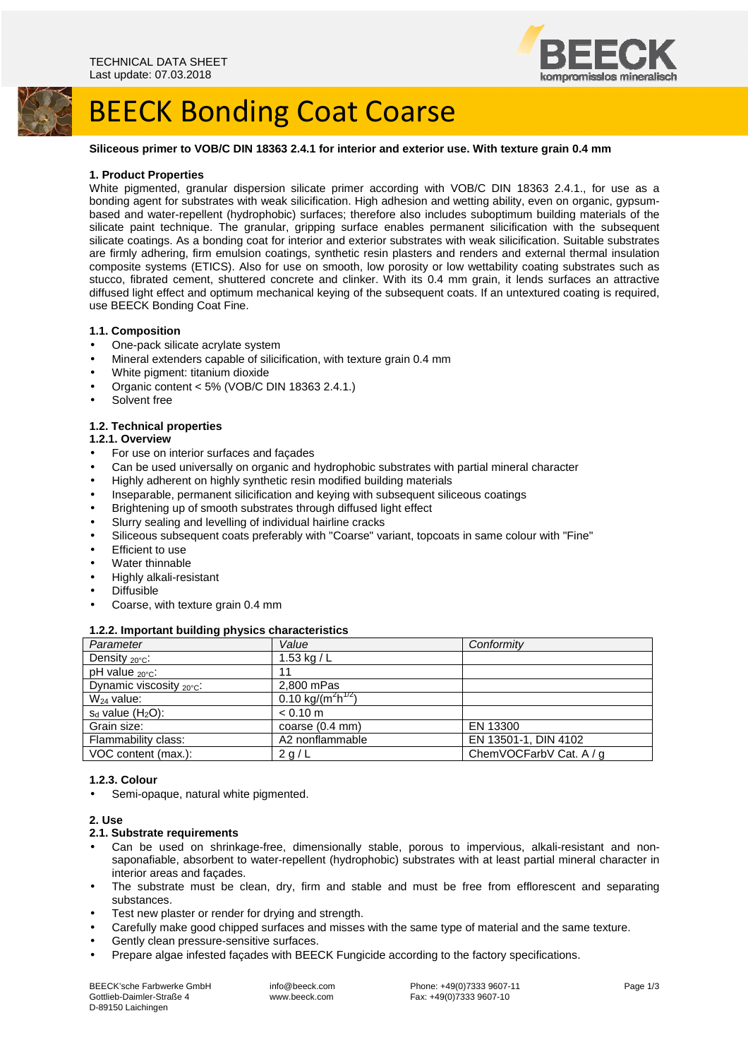TECHNICAL DATA SHEET
Last update: 07.03.2018

# BEECK Bonding Coat Coarse

**Siliceous primer to VOB/C DIN 18363 2.4.1 for interior and exterior use. With texture grain 0.4 mm**

## 1. Product Properties

White pigmented, granular dispersion silicate primer according with VOB/C DIN 18363 2.4.1., for use as a bonding agent for substrates with weak silicification. High adhesion and wetting ability, even on organic, gypsum-based and water-repellent (hydrophobic) surfaces; therefore also includes suboptimum building materials of the silicate paint technique. The granular, gripping surface enables permanent silicification with the subsequent silicate coatings. As a bonding coat for interior and exterior substrates with weak silicification. Suitable substrates are firmly adhering, firm emulsion coatings, synthetic resin plasters and renders and external thermal insulation composite systems (ETICS). Also for use on smooth, low porosity or low wettability coating substrates such as stucco, fibrated cement, shuttered concrete and clinker. With its 0.4 mm grain, it lends surfaces an attractive diffused light effect and optimum mechanical keying of the subsequent coats. If an untextured coating is required, use BEECK Bonding Coat Fine.

### 1.1. Composition

- One-pack silicate acrylate system
- Mineral extenders capable of silicification, with texture grain 0.4 mm
- White pigment: titanium dioxide
- Organic content < 5% (VOB/C DIN 18363 2.4.1.)
- Solvent free

### 1.2. Technical properties

#### 1.2.1. Overview

- For use on interior surfaces and façades
- Can be used universally on organic and hydrophobic substrates with partial mineral character
- Highly adherent on highly synthetic resin modified building materials
- Inseparable, permanent silicification and keying with subsequent siliceous coatings
- Brightening up of smooth substrates through diffused light effect
- Slurry sealing and levelling of individual hairline cracks
- Siliceous subsequent coats preferably with "Coarse" variant, topcoats in same colour with "Fine"
- Efficient to use
- Water thinnable
- Highly alkali-resistant
- Diffusible
- Coarse, with texture grain 0.4 mm

#### 1.2.2. Important building physics characteristics

| *Parameter* | *Value* | *Conformity* |
|---|---|---|
| Density $_{20°C}$: | 1.53 kg / L | |
| pH value $_{20°C}$: | 11 | |
| Dynamic viscosity $_{20°C}$: | 2,800 mPas | |
| $W_{24}$ value: | 0.10 kg/($m^2h^{1/2}$) | |
| $s_d$ value ($H_2O$): | < 0.10 m | |
| Grain size: | coarse (0.4 mm) | EN 13300 |
| Flammability class: | A2 nonflammable | EN 13501-1, DIN 4102 |
| VOC content (max.): | 2 g / L | ChemVOCFarbV Cat. A / g |

#### 1.2.3. Colour

- Semi-opaque, natural white pigmented.

## 2. Use

### 2.1. Substrate requirements

- Can be used on shrinkage-free, dimensionally stable, porous to impervious, alkali-resistant and non-saponafiable, absorbent to water-repellent (hydrophobic) substrates with at least partial mineral character in interior areas and façades.
- The substrate must be clean, dry, firm and stable and must be free from efflorescent and separating substances.
- Test new plaster or render for drying and strength.
- Carefully make good chipped surfaces and misses with the same type of material and the same texture.
- Gently clean pressure-sensitive surfaces.
- Prepare algae infested façades with BEECK Fungicide according to the factory specifications.

BEECK'sche Farbwerke GmbH
Gottlieb-Daimler-Straße 4
D-89150 Laichingen

info@beeck.com
www.beeck.com

Phone: +49(0)7333 9607-11
Fax: +49(0)7333 9607-10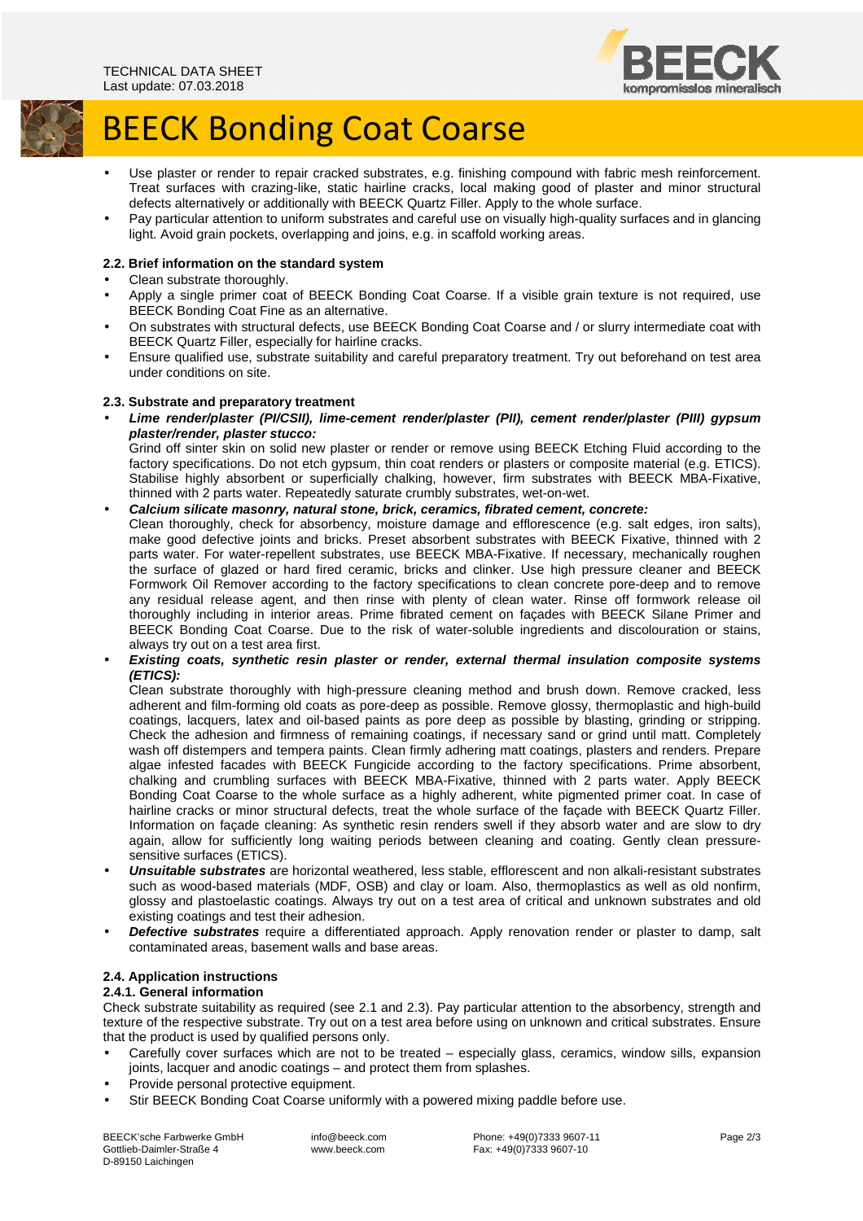- Use plaster or render to repair cracked substrates, e.g. finishing compound with fabric mesh reinforcement. Treat surfaces with crazing-like, static hairline cracks, local making good of plaster and minor structural defects alternatively or additionally with BEECK Quartz Filler. Apply to the whole surface.
- Pay particular attention to uniform substrates and careful use on visually high-quality surfaces and in glancing light. Avoid grain pockets, overlapping and joins, e.g. in scaffold working areas.

### 2.2. Brief information on the standard system

- Clean substrate thoroughly.
- Apply a single primer coat of BEECK Bonding Coat Coarse. If a visible grain texture is not required, use BEECK Bonding Coat Fine as an alternative.
- On substrates with structural defects, use BEECK Bonding Coat Coarse and / or slurry intermediate coat with BEECK Quartz Filler, especially for hairline cracks.
- Ensure qualified use, substrate suitability and careful preparatory treatment. Try out beforehand on test area under conditions on site.

### 2.3. Substrate and preparatory treatment

- ***Lime render/plaster (PI/CSII), lime-cement render/plaster (PII), cement render/plaster (PIII) gypsum plaster/render, plaster stucco:***
  Grind off sinter skin on solid new plaster or render or remove using BEECK Etching Fluid according to the factory specifications. Do not etch gypsum, thin coat renders or plasters or composite material (e.g. ETICS). Stabilise highly absorbent or superficially chalking, however, firm substrates with BEECK MBA-Fixative, thinned with 2 parts water. Repeatedly saturate crumbly substrates, wet-on-wet.
- ***Calcium silicate masonry, natural stone, brick, ceramics, fibrated cement, concrete:***
  Clean thoroughly, check for absorbency, moisture damage and efflorescence (e.g. salt edges, iron salts), make good defective joints and bricks. Preset absorbent substrates with BEECK Fixative, thinned with 2 parts water. For water-repellent substrates, use BEECK MBA-Fixative. If necessary, mechanically roughen the surface of glazed or hard fired ceramic, bricks and clinker. Use high pressure cleaner and BEECK Formwork Oil Remover according to the factory specifications to clean concrete pore-deep and to remove any residual release agent, and then rinse with plenty of clean water. Rinse off formwork release oil thoroughly including in interior areas. Prime fibrated cement on façades with BEECK Silane Primer and BEECK Bonding Coat Coarse. Due to the risk of water-soluble ingredients and discolouration or stains, always try out on a test area first.
- ***Existing coats, synthetic resin plaster or render, external thermal insulation composite systems (ETICS):***
  Clean substrate thoroughly with high-pressure cleaning method and brush down. Remove cracked, less adherent and film-forming old coats as pore-deep as possible. Remove glossy, thermoplastic and high-build coatings, lacquers, latex and oil-based paints as pore deep as possible by blasting, grinding or stripping. Check the adhesion and firmness of remaining coatings, if necessary sand or grind until matt. Completely wash off distempers and tempera paints. Clean firmly adhering matt coatings, plasters and renders. Prepare algae infested facades with BEECK Fungicide according to the factory specifications. Prime absorbent, chalking and crumbling surfaces with BEECK MBA-Fixative, thinned with 2 parts water. Apply BEECK Bonding Coat Coarse to the whole surface as a highly adherent, white pigmented primer coat. In case of hairline cracks or minor structural defects, treat the whole surface of the façade with BEECK Quartz Filler. Information on façade cleaning: As synthetic resin renders swell if they absorb water and are slow to dry again, allow for sufficiently long waiting periods between cleaning and coating. Gently clean pressure-sensitive surfaces (ETICS).
- ***Unsuitable substrates*** are horizontal weathered, less stable, efflorescent and non alkali-resistant substrates such as wood-based materials (MDF, OSB) and clay or loam. Also, thermoplastics as well as old nonfirm, glossy and plastoelastic coatings. Always try out on a test area of critical and unknown substrates and old existing coatings and test their adhesion.
- ***Defective substrates*** require a differentiated approach. Apply renovation render or plaster to damp, salt contaminated areas, basement walls and base areas.

### 2.4. Application instructions

#### 2.4.1. General information

Check substrate suitability as required (see 2.1 and 2.3). Pay particular attention to the absorbency, strength and texture of the respective substrate. Try out on a test area before using on unknown and critical substrates. Ensure that the product is used by qualified persons only.

- Carefully cover surfaces which are not to be treated – especially glass, ceramics, window sills, expansion joints, lacquer and anodic coatings – and protect them from splashes.
- Provide personal protective equipment.
- Stir BEECK Bonding Coat Coarse uniformly with a powered mixing paddle before use.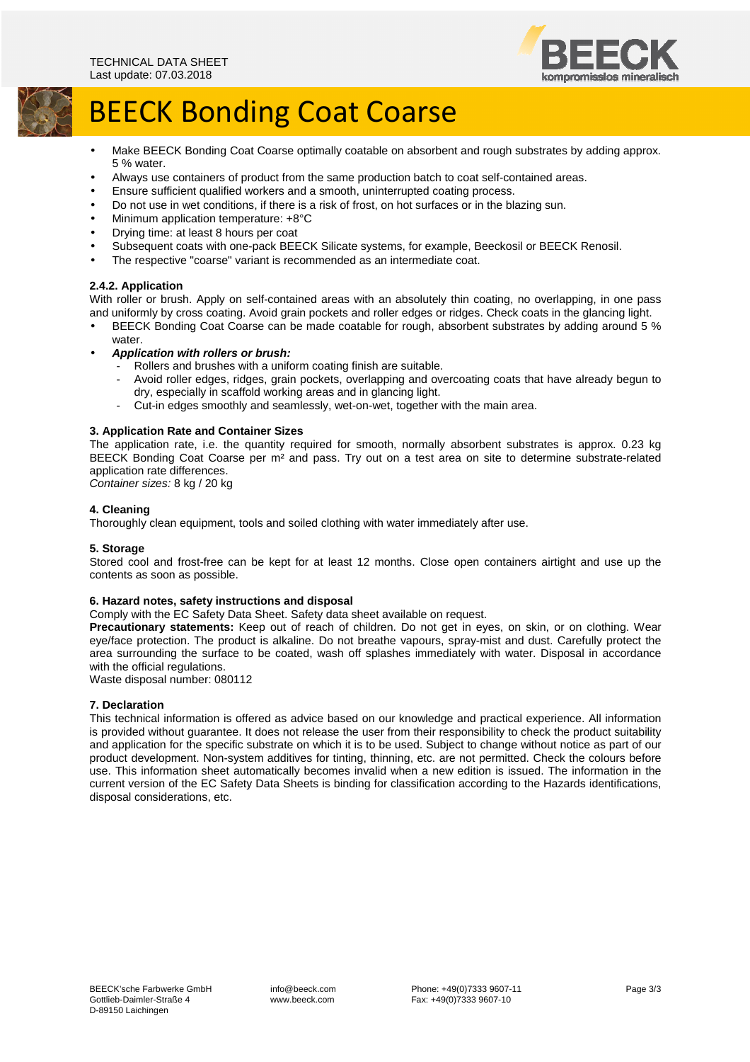# BEECK Bonding Coat Coarse

- Make BEECK Bonding Coat Coarse optimally coatable on absorbent and rough substrates by adding approx. 5 % water.
- Always use containers of product from the same production batch to coat self-contained areas.
- Ensure sufficient qualified workers and a smooth, uninterrupted coating process.
- Do not use in wet conditions, if there is a risk of frost, on hot surfaces or in the blazing sun.
- Minimum application temperature: +8°C
- Drying time: at least 8 hours per coat
- Subsequent coats with one-pack BEECK Silicate systems, for example, Beeckosil or BEECK Renosil.
- The respective "coarse" variant is recommended as an intermediate coat.

### 2.4.2. Application

With roller or brush. Apply on self-contained areas with an absolutely thin coating, no overlapping, in one pass and uniformly by cross coating. Avoid grain pockets and roller edges or ridges. Check coats in the glancing light.

- BEECK Bonding Coat Coarse can be made coatable for rough, absorbent substrates by adding around 5 % water.
- ***Application with rollers or brush:***
  - Rollers and brushes with a uniform coating finish are suitable.
  - Avoid roller edges, ridges, grain pockets, overlapping and overcoating coats that have already begun to dry, especially in scaffold working areas and in glancing light.
  - Cut-in edges smoothly and seamlessly, wet-on-wet, together with the main area.

### 3. Application Rate and Container Sizes

The application rate, i.e. the quantity required for smooth, normally absorbent substrates is approx. 0.23 kg BEECK Bonding Coat Coarse per m² and pass. Try out on a test area on site to determine substrate-related application rate differences.

*Container sizes:* 8 kg / 20 kg

### 4. Cleaning

Thoroughly clean equipment, tools and soiled clothing with water immediately after use.

### 5. Storage

Stored cool and frost-free can be kept for at least 12 months. Close open containers airtight and use up the contents as soon as possible.

### 6. Hazard notes, safety instructions and disposal

Comply with the EC Safety Data Sheet. Safety data sheet available on request.

**Precautionary statements:** Keep out of reach of children. Do not get in eyes, on skin, or on clothing. Wear eye/face protection. The product is alkaline. Do not breathe vapours, spray-mist and dust. Carefully protect the area surrounding the surface to be coated, wash off splashes immediately with water. Disposal in accordance with the official regulations.

Waste disposal number: 080112

### 7. Declaration

This technical information is offered as advice based on our knowledge and practical experience. All information is provided without guarantee. It does not release the user from their responsibility to check the product suitability and application for the specific substrate on which it is to be used. Subject to change without notice as part of our product development. Non-system additives for tinting, thinning, etc. are not permitted. Check the colours before use. This information sheet automatically becomes invalid when a new edition is issued. The information in the current version of the EC Safety Data Sheets is binding for classification according to the Hazards identifications, disposal considerations, etc.